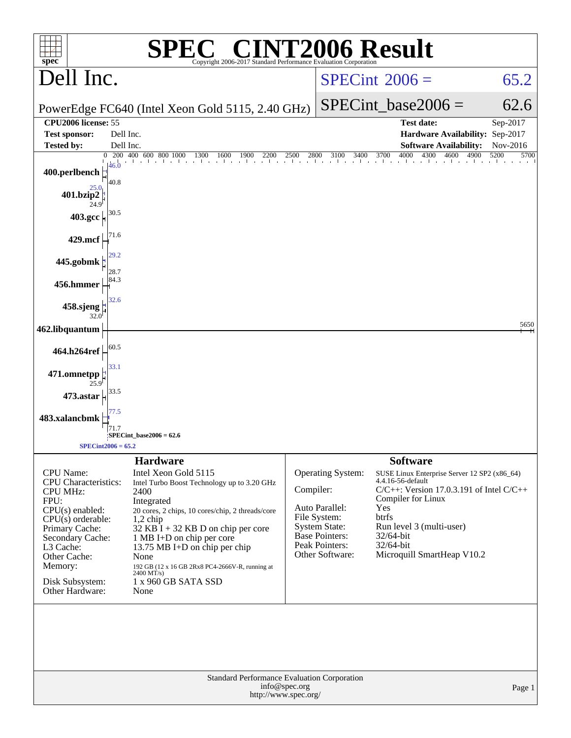# SPEC® CINT2006 Result

Copyright 2006-2017 Standard Performance Evaluation Corporation

## Dell Inc.

PowerEdge FC640 (Intel Xeon Gold 5115, 2.40 GHz)

SPECint_2006 = 65.2

SPECint_base2006 = 62.6

| | | | |
|---|---|---|---|
| **CPU2006 license:** 55 | | **Test date:** | Sep-2017 |
| **Test sponsor:** | Dell Inc. | **Hardware Availability:** | Sep-2017 |
| **Tested by:** | Dell Inc. | **Software Availability:** | Nov-2016 |

| Benchmark | Peak | Base |
|---|---|---|
| 400.perlbench | 46.0 | 40.8 |
| 401.bzip2 | 25.0 | 24.9 |
| 403.gcc | | 30.5 |
| 429.mcf | | 71.6 |
| 445.gobmk | 29.2 | 28.7 |
| 456.hmmer | | 84.3 |
| 458.sjeng | 32.6 | 32.0 |
| 462.libquantum | | 5650 |
| 464.h264ref | | 60.5 |
| 471.omnetpp | 33.1 | 25.9 |
| 473.astar | | 33.5 |
| 483.xalancbmk | 77.5 | 71.7 |

SPECint_base2006 = 62.6

SPECint2006 = 65.2

### Hardware

| | |
|---|---|
| CPU Name: | Intel Xeon Gold 5115 |
| CPU Characteristics: | Intel Turbo Boost Technology up to 3.20 GHz |
| CPU MHz: | 2400 |
| FPU: | Integrated |
| CPU(s) enabled: | 20 cores, 2 chips, 10 cores/chip, 2 threads/core |
| CPU(s) orderable: | 1,2 chip |
| Primary Cache: | 32 KB I + 32 KB D on chip per core |
| Secondary Cache: | 1 MB I+D on chip per core |
| L3 Cache: | 13.75 MB I+D on chip per chip |
| Other Cache: | None |
| Memory: | 192 GB (12 x 16 GB 2Rx8 PC4-2666V-R, running at 2400 MT/s) |
| Disk Subsystem: | 1 x 960 GB SATA SSD |
| Other Hardware: | None |

### Software

| | |
|---|---|
| Operating System: | SUSE Linux Enterprise Server 12 SP2 (x86_64) 4.4.16-56-default |
| Compiler: | C/C++: Version 17.0.3.191 of Intel C/C++ Compiler for Linux |
| Auto Parallel: | Yes |
| File System: | btrfs |
| System State: | Run level 3 (multi-user) |
| Base Pointers: | 32/64-bit |
| Peak Pointers: | 32/64-bit |
| Other Software: | Microquill SmartHeap V10.2 |

Standard Performance Evaluation Corporation
info@spec.org
http://www.spec.org/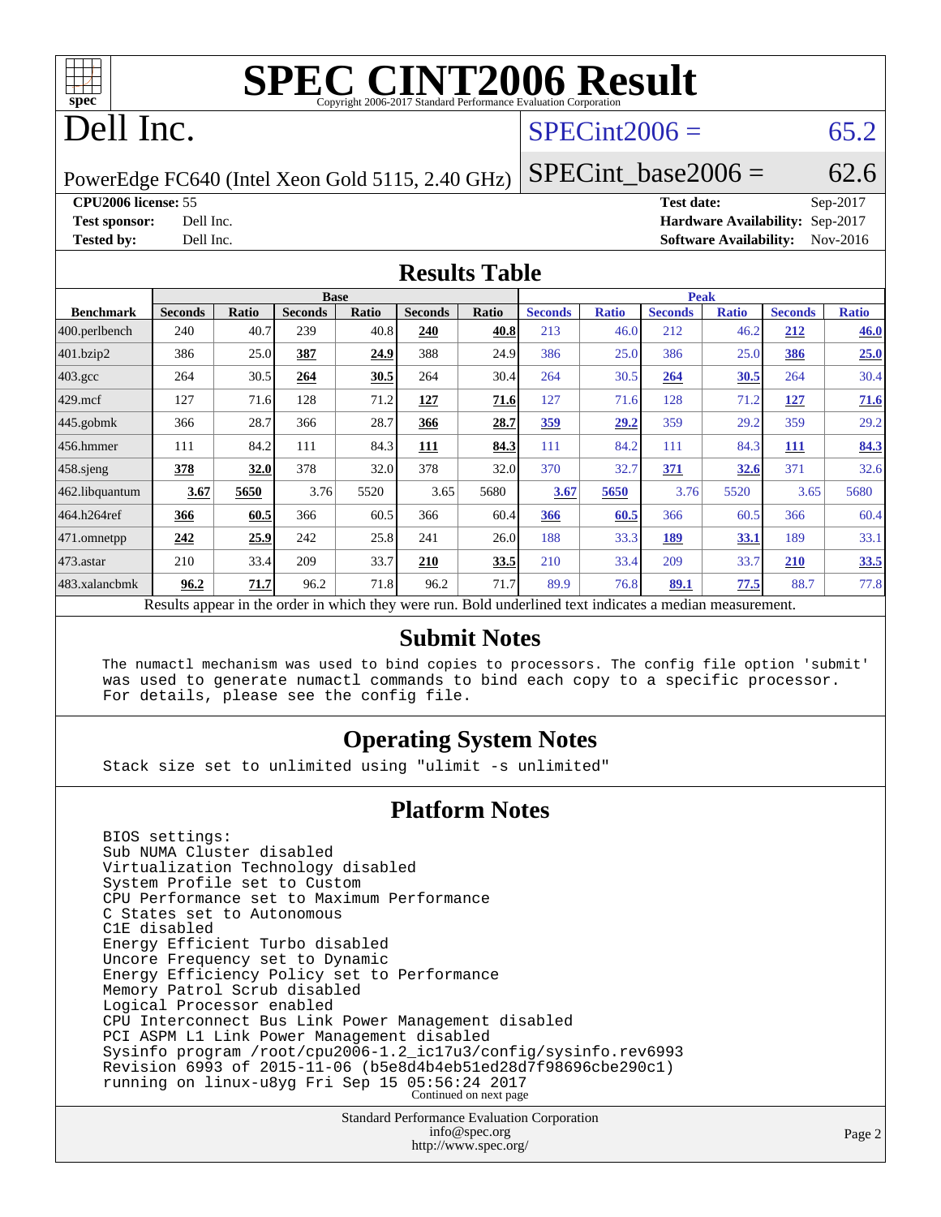# SPEC CINT2006 Result

Copyright 2006-2017 Standard Performance Evaluation Corporation

## Dell Inc.

PowerEdge FC640 (Intel Xeon Gold 5115, 2.40 GHz)

SPECint2006 = 65.2

SPECint_base2006 = 62.6

| | | | |
|---|---|---|---|
| **CPU2006 license:** | 55 | **Test date:** | Sep-2017 |
| **Test sponsor:** | Dell Inc. | **Hardware Availability:** | Sep-2017 |
| **Tested by:** | Dell Inc. | **Software Availability:** | Nov-2016 |

## Results Table

| Benchmark | Base | | | | | | Peak | | | | | |
|---|---|---|---|---|---|---|---|---|---|---|---|---|
| | Seconds | Ratio | Seconds | Ratio | Seconds | Ratio | Seconds | Ratio | Seconds | Ratio | Seconds | Ratio |
| 400.perlbench | 240 | 40.7 | 239 | 40.8 | **240** | **40.8** | 213 | 46.0 | 212 | 46.2 | **212** | **46.0** |
| 401.bzip2 | 386 | 25.0 | **387** | **24.9** | 388 | 24.9 | 386 | 25.0 | 386 | 25.0 | **386** | **25.0** |
| 403.gcc | 264 | 30.5 | **264** | **30.5** | 264 | 30.4 | 264 | 30.5 | **264** | **30.5** | 264 | 30.4 |
| 429.mcf | 127 | 71.6 | 128 | 71.2 | **127** | **71.6** | 127 | 71.6 | 128 | 71.2 | **127** | **71.6** |
| 445.gobmk | 366 | 28.7 | 366 | 28.7 | **366** | **28.7** | **359** | **29.2** | 359 | 29.2 | 359 | 29.2 |
| 456.hmmer | 111 | 84.2 | 111 | 84.3 | **111** | **84.3** | 111 | 84.2 | 111 | 84.3 | **111** | **84.3** |
| 458.sjeng | **378** | **32.0** | 378 | 32.0 | 378 | 32.0 | 370 | 32.7 | **371** | **32.6** | 371 | 32.6 |
| 462.libquantum | **3.67** | **5650** | 3.76 | 5520 | 3.65 | 5680 | **3.67** | **5650** | 3.76 | 5520 | 3.65 | 5680 |
| 464.h264ref | **366** | **60.5** | 366 | 60.5 | 366 | 60.4 | **366** | **60.5** | 366 | 60.5 | 366 | 60.4 |
| 471.omnetpp | **242** | **25.9** | 242 | 25.8 | 241 | 26.0 | 188 | 33.3 | **189** | **33.1** | 189 | 33.1 |
| 473.astar | 210 | 33.4 | 209 | 33.7 | **210** | **33.5** | 210 | 33.4 | 209 | 33.7 | **210** | **33.5** |
| 483.xalancbmk | **96.2** | **71.7** | 96.2 | 71.8 | 96.2 | 71.7 | 89.9 | 76.8 | **89.1** | **77.5** | 88.7 | 77.8 |

Results appear in the order in which they were run. Bold underlined text indicates a median measurement.

## Submit Notes

The numactl mechanism was used to bind copies to processors. The config file option 'submit' was used to generate numactl commands to bind each copy to a specific processor. For details, please see the config file.

## Operating System Notes

Stack size set to unlimited using "ulimit -s unlimited"

## Platform Notes

```
BIOS settings:
Sub NUMA Cluster disabled
Virtualization Technology disabled
System Profile set to Custom
CPU Performance set to Maximum Performance
C States set to Autonomous
C1E disabled
Energy Efficient Turbo disabled
Uncore Frequency set to Dynamic
Energy Efficiency Policy set to Performance
Memory Patrol Scrub disabled
Logical Processor enabled
CPU Interconnect Bus Link Power Management disabled
PCI ASPM L1 Link Power Management disabled
Sysinfo program /root/cpu2006-1.2_ic17u3/config/sysinfo.rev6993
Revision 6993 of 2015-11-06 (b5e8d4b4eb51ed28d7f98696cbe290c1)
running on linux-u8yg Fri Sep 15 05:56:24 2017
```

Continued on next page

Standard Performance Evaluation Corporation
info@spec.org
http://www.spec.org/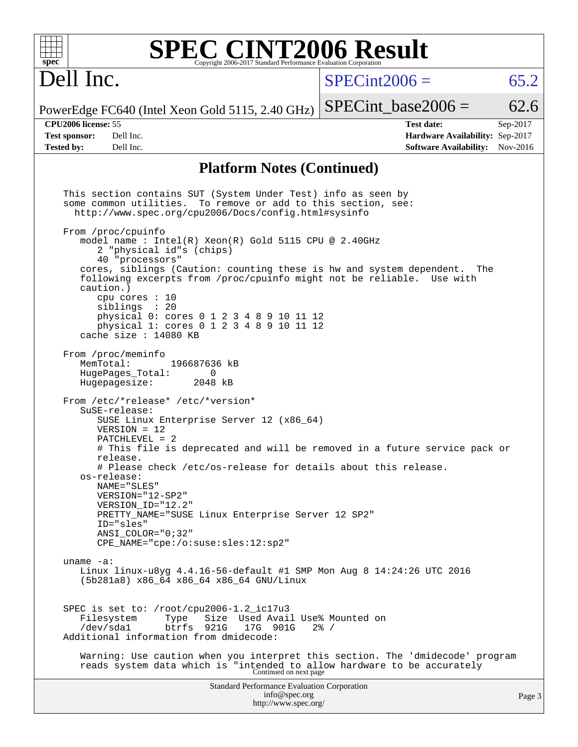## Platform Notes (Continued)

```
This section contains SUT (System Under Test) info as seen by
some common utilities.  To remove or add to this section, see:
  http://www.spec.org/cpu2006/Docs/config.html#sysinfo

From /proc/cpuinfo
   model name : Intel(R) Xeon(R) Gold 5115 CPU @ 2.40GHz
      2 "physical id"s (chips)
      40 "processors"
   cores, siblings (Caution: counting these is hw and system dependent.  The
   following excerpts from /proc/cpuinfo might not be reliable.  Use with
   caution.)
      cpu cores : 10
      siblings  : 20
      physical 0: cores 0 1 2 3 4 8 9 10 11 12
      physical 1: cores 0 1 2 3 4 8 9 10 11 12
   cache size : 14080 KB

From /proc/meminfo
   MemTotal:       196687636 kB
   HugePages_Total:       0
   Hugepagesize:       2048 kB

From /etc/*release* /etc/*version*
   SuSE-release:
      SUSE Linux Enterprise Server 12 (x86_64)
      VERSION = 12
      PATCHLEVEL = 2
      # This file is deprecated and will be removed in a future service pack or
      release.
      # Please check /etc/os-release for details about this release.
   os-release:
      NAME="SLES"
      VERSION="12-SP2"
      VERSION_ID="12.2"
      PRETTY_NAME="SUSE Linux Enterprise Server 12 SP2"
      ID="sles"
      ANSI_COLOR="0;32"
      CPE_NAME="cpe:/o:suse:sles:12:sp2"

uname -a:
   Linux linux-u8yg 4.4.16-56-default #1 SMP Mon Aug 8 14:24:26 UTC 2016
   (5b281a8) x86_64 x86_64 x86_64 GNU/Linux


SPEC is set to: /root/cpu2006-1.2_ic17u3
   Filesystem     Type   Size  Used Avail Use% Mounted on
   /dev/sda1      btrfs  921G   17G  901G   2% /
Additional information from dmidecode:

   Warning: Use caution when you interpret this section. The 'dmidecode' program
   reads system data which is "intended to allow hardware to be accurately
```

Continued on next page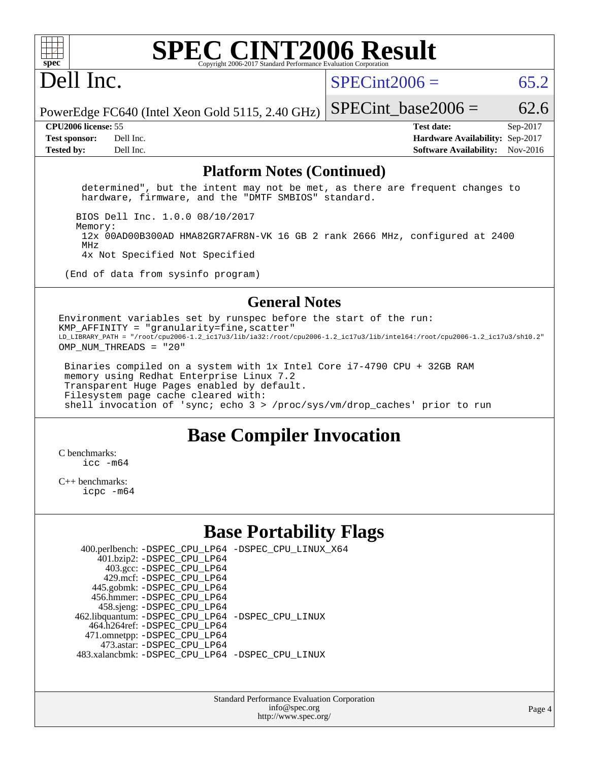# SPEC CINT2006 Result

## Dell Inc.

PowerEdge FC640 (Intel Xeon Gold 5115, 2.40 GHz)

SPECint2006 = 65.2

SPECint_base2006 = 62.6

| | | | |
|---|---|---|---|
| **CPU2006 license:** 55 | | **Test date:** | Sep-2017 |
| **Test sponsor:** | Dell Inc. | **Hardware Availability:** | Sep-2017 |
| **Tested by:** | Dell Inc. | **Software Availability:** | Nov-2016 |

### Platform Notes (Continued)

```
    determined", but the intent may not be met, as there are frequent changes to
    hardware, firmware, and the "DMTF SMBIOS" standard.

   BIOS Dell Inc. 1.0.0 08/10/2017
   Memory:
    12x 00AD00B300AD HMA82GR7AFR8N-VK 16 GB 2 rank 2666 MHz, configured at 2400
    MHz
    4x Not Specified Not Specified

 (End of data from sysinfo program)
```

### General Notes

```
Environment variables set by runspec before the start of the run:
KMP_AFFINITY = "granularity=fine,scatter"
LD_LIBRARY_PATH = "/root/cpu2006-1.2_ic17u3/lib/ia32:/root/cpu2006-1.2_ic17u3/lib/intel64:/root/cpu2006-1.2_ic17u3/sh10.2"
OMP_NUM_THREADS = "20"

 Binaries compiled on a system with 1x Intel Core i7-4790 CPU + 32GB RAM
 memory using Redhat Enterprise Linux 7.2
 Transparent Huge Pages enabled by default.
 Filesystem page cache cleared with:
 shell invocation of 'sync; echo 3 > /proc/sys/vm/drop_caches' prior to run
```

## Base Compiler Invocation

C benchmarks:
    icc -m64

C++ benchmarks:
    icpc -m64

## Base Portability Flags

| | |
|---|---|
| 400.perlbench: | -DSPEC_CPU_LP64 -DSPEC_CPU_LINUX_X64 |
| 401.bzip2: | -DSPEC_CPU_LP64 |
| 403.gcc: | -DSPEC_CPU_LP64 |
| 429.mcf: | -DSPEC_CPU_LP64 |
| 445.gobmk: | -DSPEC_CPU_LP64 |
| 456.hmmer: | -DSPEC_CPU_LP64 |
| 458.sjeng: | -DSPEC_CPU_LP64 |
| 462.libquantum: | -DSPEC_CPU_LP64 -DSPEC_CPU_LINUX |
| 464.h264ref: | -DSPEC_CPU_LP64 |
| 471.omnetpp: | -DSPEC_CPU_LP64 |
| 473.astar: | -DSPEC_CPU_LP64 |
| 483.xalancbmk: | -DSPEC_CPU_LP64 -DSPEC_CPU_LINUX |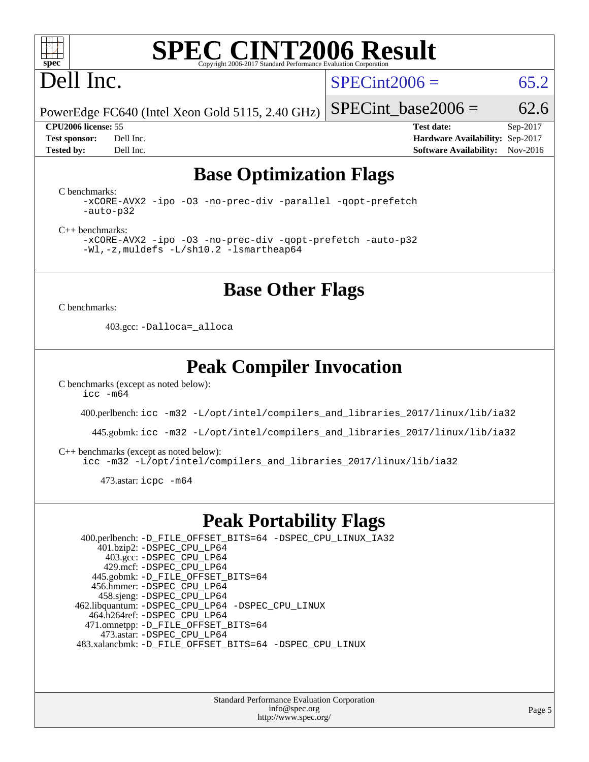# SPEC CINT2006 Result

Copyright 2006-2017 Standard Performance Evaluation Corporation

## Dell Inc.

PowerEdge FC640 (Intel Xeon Gold 5115, 2.40 GHz)

SPECint2006 = 65.2

SPECint_base2006 = 62.6

| | | | |
|---|---|---|---|
| **CPU2006 license:** | 55 | **Test date:** | Sep-2017 |
| **Test sponsor:** | Dell Inc. | **Hardware Availability:** | Sep-2017 |
| **Tested by:** | Dell Inc. | **Software Availability:** | Nov-2016 |

## Base Optimization Flags

C benchmarks:

```
-xCORE-AVX2 -ipo -O3 -no-prec-div -parallel -qopt-prefetch
-auto-p32
```

C++ benchmarks:

```
-xCORE-AVX2 -ipo -O3 -no-prec-div -qopt-prefetch -auto-p32
-Wl,-z,muldefs -L/sh10.2 -lsmartheap64
```

## Base Other Flags

C benchmarks:

403.gcc: `-Dalloca=_alloca`

## Peak Compiler Invocation

C benchmarks (except as noted below):

`icc -m64`

400.perlbench: `icc -m32 -L/opt/intel/compilers_and_libraries_2017/linux/lib/ia32`

445.gobmk: `icc -m32 -L/opt/intel/compilers_and_libraries_2017/linux/lib/ia32`

C++ benchmarks (except as noted below):

`icc -m32 -L/opt/intel/compilers_and_libraries_2017/linux/lib/ia32`

473.astar: `icpc -m64`

## Peak Portability Flags

400.perlbench: `-D_FILE_OFFSET_BITS=64 -DSPEC_CPU_LINUX_IA32`
401.bzip2: `-DSPEC_CPU_LP64`
403.gcc: `-DSPEC_CPU_LP64`
429.mcf: `-DSPEC_CPU_LP64`
445.gobmk: `-D_FILE_OFFSET_BITS=64`
456.hmmer: `-DSPEC_CPU_LP64`
458.sjeng: `-DSPEC_CPU_LP64`
462.libquantum: `-DSPEC_CPU_LP64 -DSPEC_CPU_LINUX`
464.h264ref: `-DSPEC_CPU_LP64`
471.omnetpp: `-D_FILE_OFFSET_BITS=64`
473.astar: `-DSPEC_CPU_LP64`
483.xalancbmk: `-D_FILE_OFFSET_BITS=64 -DSPEC_CPU_LINUX`

Standard Performance Evaluation Corporation
info@spec.org
http://www.spec.org/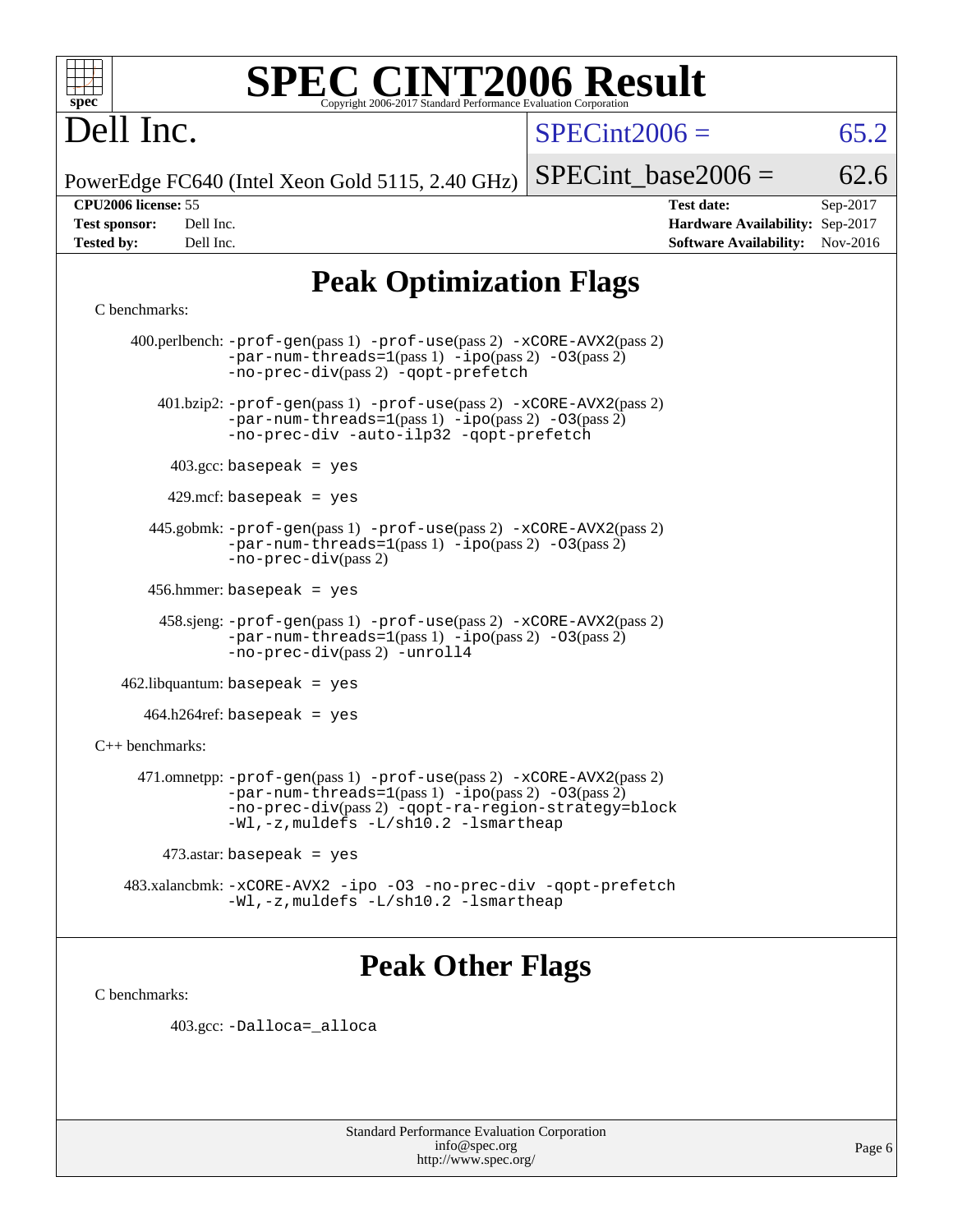# SPEC CINT2006 Result

Copyright 2006-2017 Standard Performance Evaluation Corporation

# Dell Inc.

PowerEdge FC640 (Intel Xeon Gold 5115, 2.40 GHz)

SPECint2006 = 65.2

SPECint_base2006 = 62.6

| | | | |
|---|---|---|---|
| **CPU2006 license:** | 55 | **Test date:** | Sep-2017 |
| **Test sponsor:** | Dell Inc. | **Hardware Availability:** | Sep-2017 |
| **Tested by:** | Dell Inc. | **Software Availability:** | Nov-2016 |

## Peak Optimization Flags

C benchmarks:

400.perlbench: `-prof-gen`(pass 1) `-prof-use`(pass 2) `-xCORE-AVX2`(pass 2) `-par-num-threads=1`(pass 1) `-ipo`(pass 2) `-O3`(pass 2) `-no-prec-div`(pass 2) `-qopt-prefetch`

401.bzip2: `-prof-gen`(pass 1) `-prof-use`(pass 2) `-xCORE-AVX2`(pass 2) `-par-num-threads=1`(pass 1) `-ipo`(pass 2) `-O3`(pass 2) `-no-prec-div` `-auto-ilp32` `-qopt-prefetch`

403.gcc: `basepeak = yes`

429.mcf: `basepeak = yes`

445.gobmk: `-prof-gen`(pass 1) `-prof-use`(pass 2) `-xCORE-AVX2`(pass 2) `-par-num-threads=1`(pass 1) `-ipo`(pass 2) `-O3`(pass 2) `-no-prec-div`(pass 2)

456.hmmer: `basepeak = yes`

458.sjeng: `-prof-gen`(pass 1) `-prof-use`(pass 2) `-xCORE-AVX2`(pass 2) `-par-num-threads=1`(pass 1) `-ipo`(pass 2) `-O3`(pass 2) `-no-prec-div`(pass 2) `-unroll4`

462.libquantum: `basepeak = yes`

464.h264ref: `basepeak = yes`

C++ benchmarks:

471.omnetpp: `-prof-gen`(pass 1) `-prof-use`(pass 2) `-xCORE-AVX2`(pass 2) `-par-num-threads=1`(pass 1) `-ipo`(pass 2) `-O3`(pass 2) `-no-prec-div`(pass 2) `-qopt-ra-region-strategy=block` `-Wl,-z,muldefs` `-L/sh10.2` `-lsmartheap`

473.astar: `basepeak = yes`

483.xalancbmk: `-xCORE-AVX2` `-ipo` `-O3` `-no-prec-div` `-qopt-prefetch` `-Wl,-z,muldefs` `-L/sh10.2` `-lsmartheap`

## Peak Other Flags

C benchmarks:

403.gcc: `-Dalloca=_alloca`

Standard Performance Evaluation Corporation
info@spec.org
http://www.spec.org/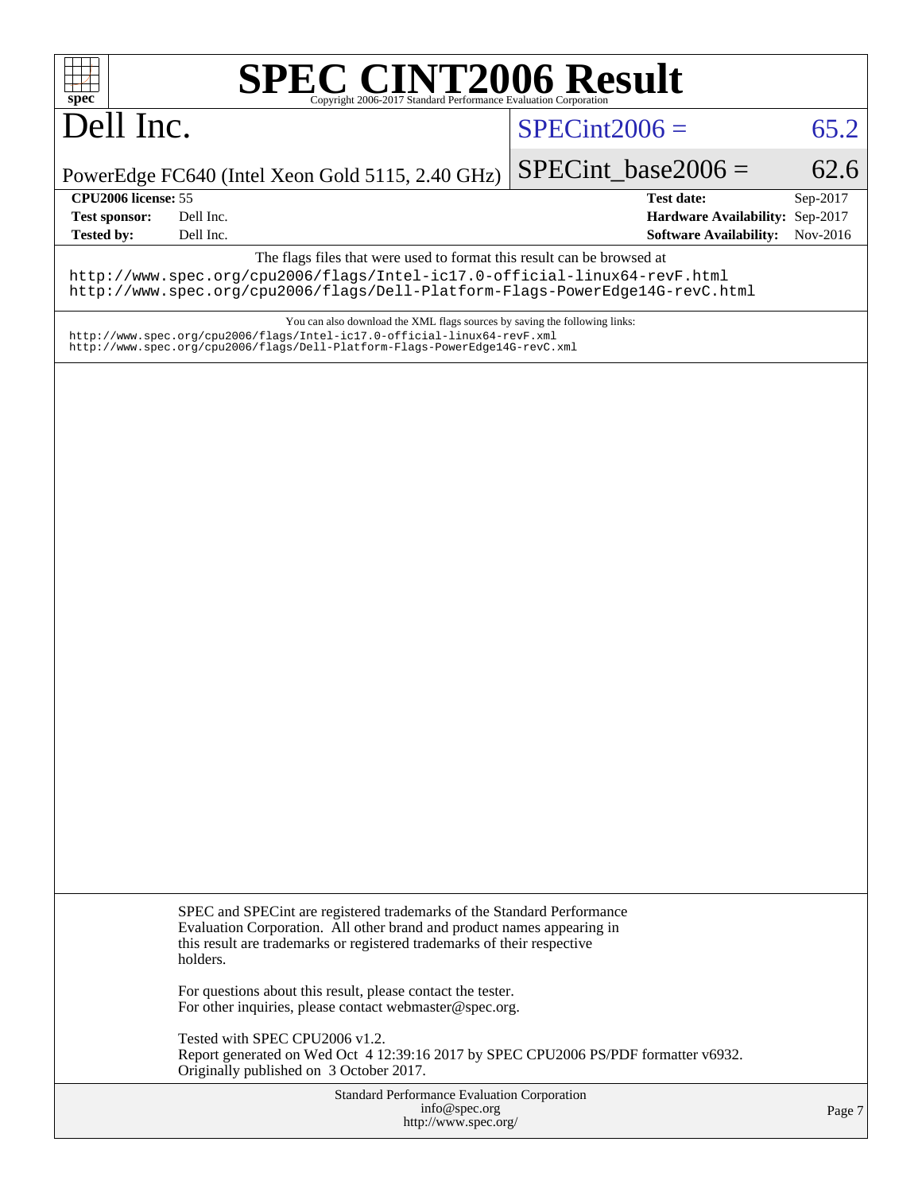# SPEC CINT2006 Result

Copyright 2006-2017 Standard Performance Evaluation Corporation

## Dell Inc.

PowerEdge FC640 (Intel Xeon Gold 5115, 2.40 GHz)

SPECint2006 = 65.2

SPECint_base2006 = 62.6

| | | | |
|---|---|---|---|
| **CPU2006 license:** | 55 | **Test date:** | Sep-2017 |
| **Test sponsor:** | Dell Inc. | **Hardware Availability:** | Sep-2017 |
| **Tested by:** | Dell Inc. | **Software Availability:** | Nov-2016 |

The flags files that were used to format this result can be browsed at

http://www.spec.org/cpu2006/flags/Intel-ic17.0-official-linux64-revF.html
http://www.spec.org/cpu2006/flags/Dell-Platform-Flags-PowerEdge14G-revC.html

You can also download the XML flags sources by saving the following links:

http://www.spec.org/cpu2006/flags/Intel-ic17.0-official-linux64-revF.xml
http://www.spec.org/cpu2006/flags/Dell-Platform-Flags-PowerEdge14G-revC.xml

SPEC and SPECint are registered trademarks of the Standard Performance Evaluation Corporation. All other brand and product names appearing in this result are trademarks or registered trademarks of their respective holders.

For questions about this result, please contact the tester.
For other inquiries, please contact webmaster@spec.org.

Tested with SPEC CPU2006 v1.2.
Report generated on Wed Oct 4 12:39:16 2017 by SPEC CPU2006 PS/PDF formatter v6932.
Originally published on 3 October 2017.